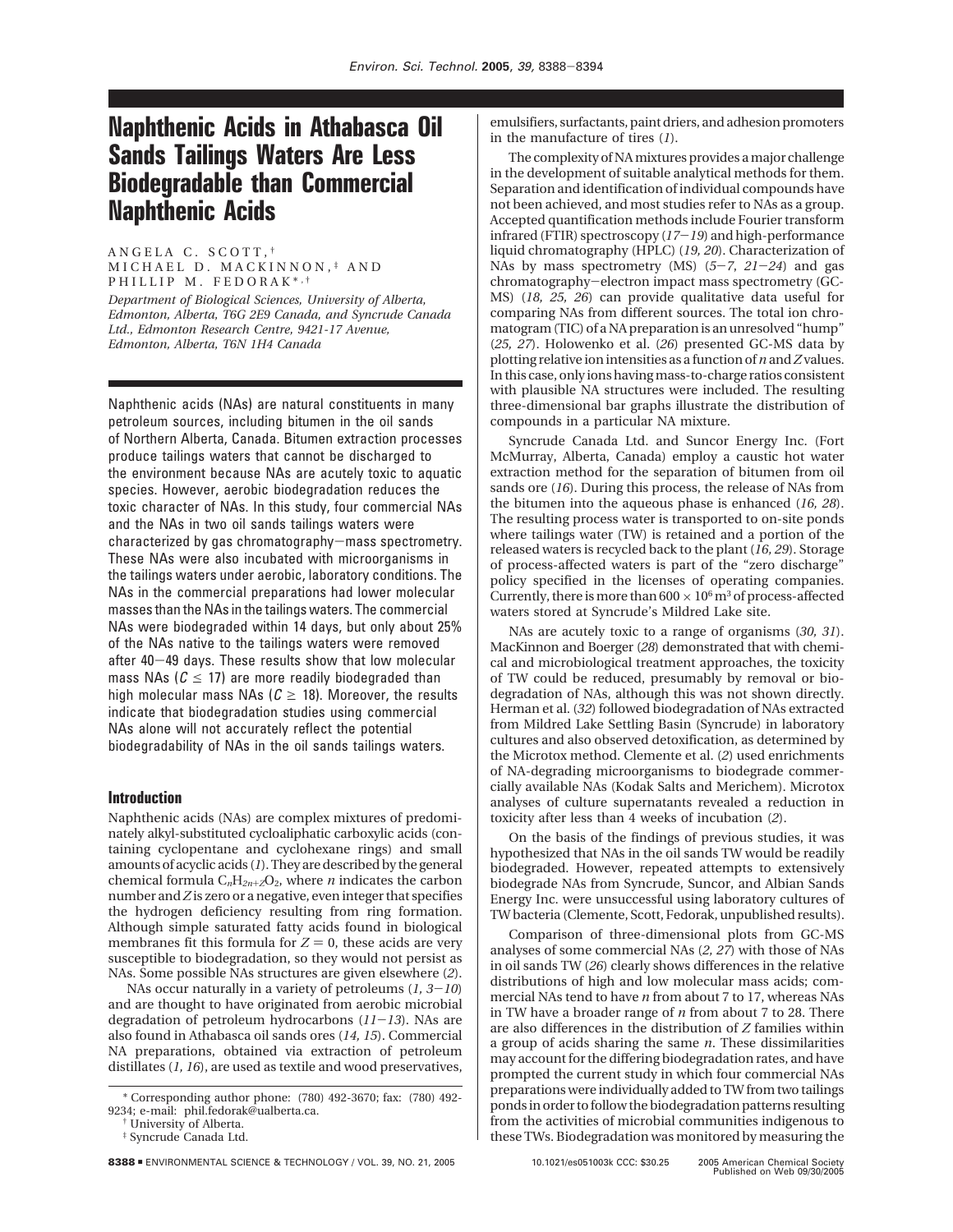# Naphthenic Acids in Athabasca Oil Sands Tailings Waters Are Less Biodegradable than Commercial Naphthenic Acids

ANGELA C. SCOTT,[†] MICHAEL D. MACKINNON,[‡] AND PHILLIP M. FEDORAK*,[†]

*Department of Biological Sciences, University of Alberta, Edmonton, Alberta, T6G 2E9 Canada, and Syncrude Canada Ltd., Edmonton Research Centre, 9421-17 Avenue, Edmonton, Alberta, T6N 1H4 Canada*

Naphthenic acids (NAs) are natural constituents in many petroleum sources, including bitumen in the oil sands of Northern Alberta, Canada. Bitumen extraction processes produce tailings waters that cannot be discharged to the environment because NAs are acutely toxic to aquatic species. However, aerobic biodegradation reduces the toxic character of NAs. In this study, four commercial NAs and the NAs in two oil sands tailings waters were characterized by gas chromatography–mass spectrometry. These NAs were also incubated with microorganisms in the tailings waters under aerobic, laboratory conditions. The NAs in the commercial preparations had lower molecular masses than the NAs in the tailings waters. The commercial NAs were biodegraded within 14 days, but only about 25% of the NAs native to the tailings waters were removed after 40–49 days. These results show that low molecular mass NAs ($C \leq 17$) are more readily biodegraded than high molecular mass NAs ($C \geq 18$). Moreover, the results indicate that biodegradation studies using commercial NAs alone will not accurately reflect the potential biodegradability of NAs in the oil sands tailings waters.

## Introduction

Naphthenic acids (NAs) are complex mixtures of predominately alkyl-substituted cycloaliphatic carboxylic acids (containing cyclopentane and cyclohexane rings) and small amounts of acyclic acids (*1*). They are described by the general chemical formula $C_nH_{2n+Z}O_2$, where *n* indicates the carbon number and *Z* is zero or a negative, even integer that specifies the hydrogen deficiency resulting from ring formation. Although simple saturated fatty acids found in biological membranes fit this formula for $Z = 0$, these acids are very susceptible to biodegradation, so they would not persist as NAs. Some possible NAs structures are given elsewhere (*2*).

NAs occur naturally in a variety of petroleums (*1, 3–10*) and are thought to have originated from aerobic microbial degradation of petroleum hydrocarbons (*11–13*). NAs are also found in Athabasca oil sands ores (*14, 15*). Commercial NA preparations, obtained via extraction of petroleum distillates (*1, 16*), are used as textile and wood preservatives, emulsifiers, surfactants, paint driers, and adhesion promoters in the manufacture of tires (*1*).

The complexity of NA mixtures provides a major challenge in the development of suitable analytical methods for them. Separation and identification of individual compounds have not been achieved, and most studies refer to NAs as a group. Accepted quantification methods include Fourier transform infrared (FTIR) spectroscopy (*17–19*) and high-performance liquid chromatography (HPLC) (*19, 20*). Characterization of NAs by mass spectrometry (MS) (*5–7, 21–24*) and gas chromatography–electron impact mass spectrometry (GC-MS) (*18, 25, 26*) can provide qualitative data useful for comparing NAs from different sources. The total ion chromatogram (TIC) of a NA preparation is an unresolved "hump" (*25, 27*). Holowenko et al. (*26*) presented GC-MS data by plotting relative ion intensities as a function of *n* and *Z* values. In this case, only ions having mass-to-charge ratios consistent with plausible NA structures were included. The resulting three-dimensional bar graphs illustrate the distribution of compounds in a particular NA mixture.

Syncrude Canada Ltd. and Suncor Energy Inc. (Fort McMurray, Alberta, Canada) employ a caustic hot water extraction method for the separation of bitumen from oil sands ore (*16*). During this process, the release of NAs from the bitumen into the aqueous phase is enhanced (*16, 28*). The resulting process water is transported to on-site ponds where tailings water (TW) is retained and a portion of the released waters is recycled back to the plant (*16, 29*). Storage of process-affected waters is part of the "zero discharge" policy specified in the licenses of operating companies. Currently, there is more than $600 \times 10^6$ m$^3$ of process-affected waters stored at Syncrude's Mildred Lake site.

NAs are acutely toxic to a range of organisms (*30, 31*). MacKinnon and Boerger (*28*) demonstrated that with chemical and microbiological treatment approaches, the toxicity of TW could be reduced, presumably by removal or biodegradation of NAs, although this was not shown directly. Herman et al. (*32*) followed biodegradation of NAs extracted from Mildred Lake Settling Basin (Syncrude) in laboratory cultures and also observed detoxification, as determined by the Microtox method. Clemente et al. (*2*) used enrichments of NA-degrading microorganisms to biodegrade commercially available NAs (Kodak Salts and Merichem). Microtox analyses of culture supernatants revealed a reduction in toxicity after less than 4 weeks of incubation (*2*).

On the basis of the findings of previous studies, it was hypothesized that NAs in the oil sands TW would be readily biodegraded. However, repeated attempts to extensively biodegrade NAs from Syncrude, Suncor, and Albian Sands Energy Inc. were unsuccessful using laboratory cultures of TW bacteria (Clemente, Scott, Fedorak, unpublished results).

Comparison of three-dimensional plots from GC-MS analyses of some commercial NAs (*2, 27*) with those of NAs in oil sands TW (*26*) clearly shows differences in the relative distributions of high and low molecular mass acids; commercial NAs tend to have *n* from about 7 to 17, whereas NAs in TW have a broader range of *n* from about 7 to 28. There are also differences in the distribution of *Z* families within a group of acids sharing the same *n*. These dissimilarities may account for the differing biodegradation rates, and have prompted the current study in which four commercial NAs preparations were individually added to TW from two tailings ponds in order to follow the biodegradation patterns resulting from the activities of microbial communities indigenous to these TWs. Biodegradation was monitored by measuring the

\* Corresponding author phone: (780) 492-3670; fax: (780) 492-9234; e-mail: phil.fedorak@ualberta.ca.

[†] University of Alberta.

[‡] Syncrude Canada Ltd.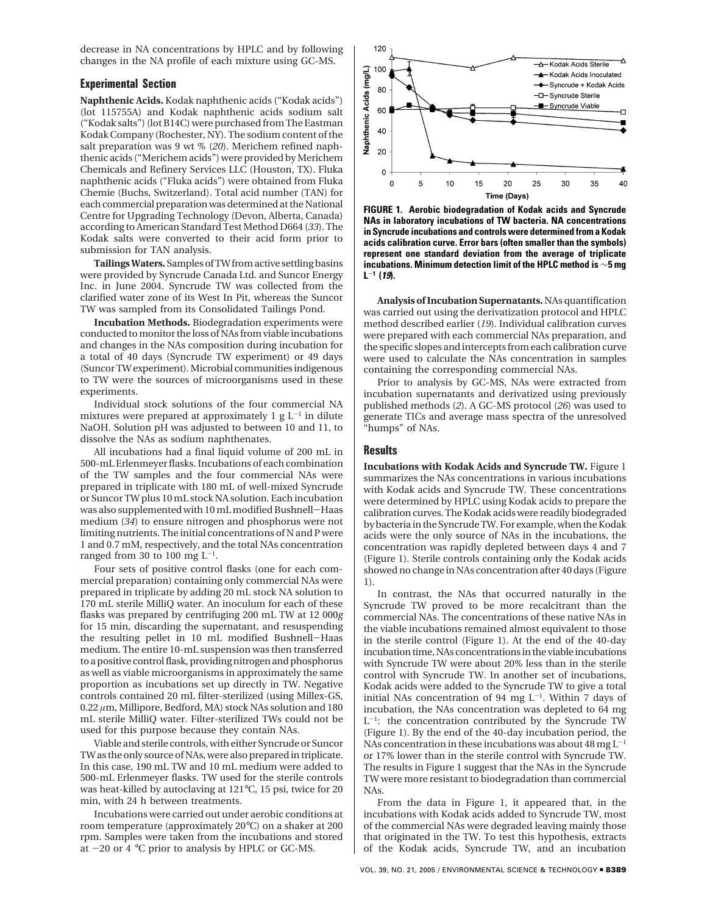decrease in NA concentrations by HPLC and by following changes in the NA profile of each mixture using GC-MS.

## Experimental Section

**Naphthenic Acids.** Kodak naphthenic acids ("Kodak acids") (lot 115755A) and Kodak naphthenic acids sodium salt ("Kodak salts") (lot B14C) were purchased from The Eastman Kodak Company (Rochester, NY). The sodium content of the salt preparation was 9 wt % (*20*). Merichem refined naphthenic acids ("Merichem acids") were provided by Merichem Chemicals and Refinery Services LLC (Houston, TX). Fluka naphthenic acids ("Fluka acids") were obtained from Fluka Chemie (Buchs, Switzerland). Total acid number (TAN) for each commercial preparation was determined at the National Centre for Upgrading Technology (Devon, Alberta, Canada) according to American Standard Test Method D664 (*33*). The Kodak salts were converted to their acid form prior to submission for TAN analysis.

**Tailings Waters.** Samples of TW from active settling basins were provided by Syncrude Canada Ltd. and Suncor Energy Inc. in June 2004. Syncrude TW was collected from the clarified water zone of its West In Pit, whereas the Suncor TW was sampled from its Consolidated Tailings Pond.

**Incubation Methods.** Biodegradation experiments were conducted to monitor the loss of NAs from viable incubations and changes in the NAs composition during incubation for a total of 40 days (Syncrude TW experiment) or 49 days (Suncor TW experiment). Microbial communities indigenous to TW were the sources of microorganisms used in these experiments.

Individual stock solutions of the four commercial NA mixtures were prepared at approximately 1 g $L^{-1}$ in dilute NaOH. Solution pH was adjusted to between 10 and 11, to dissolve the NAs as sodium naphthenates.

All incubations had a final liquid volume of 200 mL in 500-mL Erlenmeyer flasks. Incubations of each combination of the TW samples and the four commercial NAs were prepared in triplicate with 180 mL of well-mixed Syncrude or Suncor TW plus 10 mL stock NA solution. Each incubation was also supplemented with 10 mL modified Bushnell−Haas medium (*34*) to ensure nitrogen and phosphorus were not limiting nutrients. The initial concentrations of N and P were 1 and 0.7 mM, respectively, and the total NAs concentration ranged from 30 to 100 mg $L^{-1}$.

Four sets of positive control flasks (one for each commercial preparation) containing only commercial NAs were prepared in triplicate by adding 20 mL stock NA solution to 170 mL sterile MilliQ water. An inoculum for each of these flasks was prepared by centrifuging 200 mL TW at 12 000*g* for 15 min, discarding the supernatant, and resuspending the resulting pellet in 10 mL modified Bushnell−Haas medium. The entire 10-mL suspension was then transferred to a positive control flask, providing nitrogen and phosphorus as well as viable microorganisms in approximately the same proportion as incubations set up directly in TW. Negative controls contained 20 mL filter-sterilized (using Millex-GS, 0.22 μm, Millipore, Bedford, MA) stock NAs solution and 180 mL sterile MilliQ water. Filter-sterilized TWs could not be used for this purpose because they contain NAs.

Viable and sterile controls, with either Syncrude or Suncor TW as the only source of NAs, were also prepared in triplicate. In this case, 190 mL TW and 10 mL medium were added to 500-mL Erlenmeyer flasks. TW used for the sterile controls was heat-killed by autoclaving at 121°C, 15 psi, twice for 20 min, with 24 h between treatments.

Incubations were carried out under aerobic conditions at room temperature (approximately 20°C) on a shaker at 200 rpm. Samples were taken from the incubations and stored at −20 or 4 °C prior to analysis by HPLC or GC-MS.

**FIGURE 1. Aerobic biodegradation of Kodak acids and Syncrude NAs in laboratory incubations of TW bacteria. NA concentrations in Syncrude incubations and controls were determined from a Kodak acids calibration curve. Error bars (often smaller than the symbols) represent one standard deviation from the average of triplicate incubations. Minimum detection limit of the HPLC method is ∼5 mg $L^{-1}$ (*19*).**

**Analysis of Incubation Supernatants.** NAs quantification was carried out using the derivatization protocol and HPLC method described earlier (*19*). Individual calibration curves were prepared with each commercial NAs preparation, and the specific slopes and intercepts from each calibration curve were used to calculate the NAs concentration in samples containing the corresponding commercial NAs.

Prior to analysis by GC-MS, NAs were extracted from incubation supernatants and derivatized using previously published methods (*2*). A GC-MS protocol (*26*) was used to generate TICs and average mass spectra of the unresolved "humps" of NAs.

## Results

**Incubations with Kodak Acids and Syncrude TW.** Figure 1 summarizes the NAs concentrations in various incubations with Kodak acids and Syncrude TW. These concentrations were determined by HPLC using Kodak acids to prepare the calibration curves. The Kodak acids were readily biodegraded by bacteria in the Syncrude TW. For example, when the Kodak acids were the only source of NAs in the incubations, the concentration was rapidly depleted between days 4 and 7 (Figure 1). Sterile controls containing only the Kodak acids showed no change in NAs concentration after 40 days (Figure 1).

In contrast, the NAs that occurred naturally in the Syncrude TW proved to be more recalcitrant than the commercial NAs. The concentrations of these native NAs in the viable incubations remained almost equivalent to those in the sterile control (Figure 1). At the end of the 40-day incubation time, NAs concentrations in the viable incubations with Syncrude TW were about 20% less than in the sterile control with Syncrude TW. In another set of incubations, Kodak acids were added to the Syncrude TW to give a total initial NAs concentration of 94 mg $L^{-1}$. Within 7 days of incubation, the NAs concentration was depleted to 64 mg $L^{-1}$: the concentration contributed by the Syncrude TW (Figure 1). By the end of the 40-day incubation period, the NAs concentration in these incubations was about 48 mg $L^{-1}$ or 17% lower than in the sterile control with Syncrude TW. The results in Figure 1 suggest that the NAs in the Syncrude TW were more resistant to biodegradation than commercial NAs.

From the data in Figure 1, it appeared that, in the incubations with Kodak acids added to Syncrude TW, most of the commercial NAs were degraded leaving mainly those that originated in the TW. To test this hypothesis, extracts of the Kodak acids, Syncrude TW, and an incubation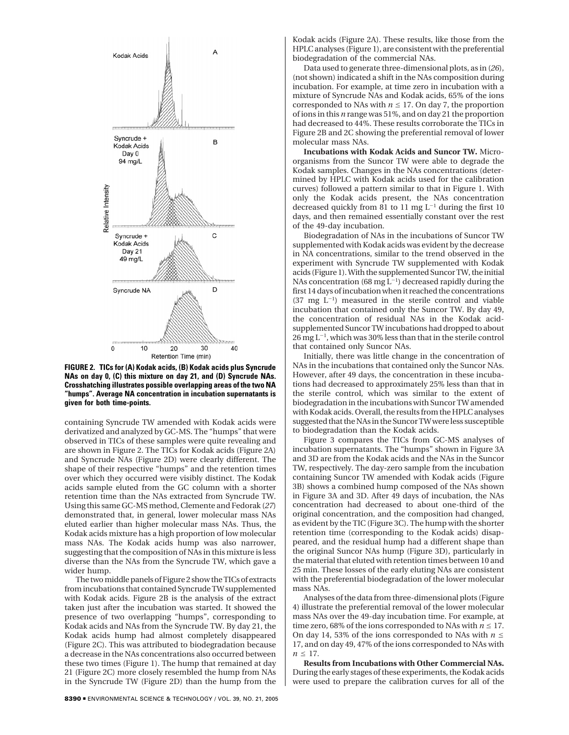FIGURE 2. TICs for (A) Kodak acids, (B) Kodak acids plus Syncrude NAs on day 0, (C) this mixture on day 21, and (D) Syncrude NAs. Crosshatching illustrates possible overlapping areas of the two NA "humps". Average NA concentration in incubation supernatants is given for both time-points.

containing Syncrude TW amended with Kodak acids were derivatized and analyzed by GC-MS. The "humps" that were observed in TICs of these samples were quite revealing and are shown in Figure 2. The TICs for Kodak acids (Figure 2A) and Syncrude NAs (Figure 2D) were clearly different. The shape of their respective "humps" and the retention times over which they occurred were visibly distinct. The Kodak acids sample eluted from the GC column with a shorter retention time than the NAs extracted from Syncrude TW. Using this same GC-MS method, Clemente and Fedorak (*27*) demonstrated that, in general, lower molecular mass NAs eluted earlier than higher molecular mass NAs. Thus, the Kodak acids mixture has a high proportion of low molecular mass NAs. The Kodak acids hump was also narrower, suggesting that the composition of NAs in this mixture is less diverse than the NAs from the Syncrude TW, which gave a wider hump.

The two middle panels of Figure 2 show the TICs of extracts from incubations that contained Syncrude TW supplemented with Kodak acids. Figure 2B is the analysis of the extract taken just after the incubation was started. It showed the presence of two overlapping "humps", corresponding to Kodak acids and NAs from the Syncrude TW. By day 21, the Kodak acids hump had almost completely disappeared (Figure 2C). This was attributed to biodegradation because a decrease in the NAs concentrations also occurred between these two times (Figure 1). The hump that remained at day 21 (Figure 2C) more closely resembled the hump from NAs in the Syncrude TW (Figure 2D) than the hump from the Kodak acids (Figure 2A). These results, like those from the HPLC analyses (Figure 1), are consistent with the preferential biodegradation of the commercial NAs.

Data used to generate three-dimensional plots, as in (*26*), (not shown) indicated a shift in the NAs composition during incubation. For example, at time zero in incubation with a mixture of Syncrude NAs and Kodak acids, 65% of the ions corresponded to NAs with $n \leq 17$. On day 7, the proportion of ions in this $n$ range was 51%, and on day 21 the proportion had decreased to 44%. These results corroborate the TICs in Figure 2B and 2C showing the preferential removal of lower molecular mass NAs.

**Incubations with Kodak Acids and Suncor TW.** Microorganisms from the Suncor TW were able to degrade the Kodak samples. Changes in the NAs concentrations (determined by HPLC with Kodak acids used for the calibration curves) followed a pattern similar to that in Figure 1. With only the Kodak acids present, the NAs concentration decreased quickly from 81 to 11 mg $L^{-1}$ during the first 10 days, and then remained essentially constant over the rest of the 49-day incubation.

Biodegradation of NAs in the incubations of Suncor TW supplemented with Kodak acids was evident by the decrease in NA concentrations, similar to the trend observed in the experiment with Syncrude TW supplemented with Kodak acids (Figure 1). With the supplemented Suncor TW, the initial NAs concentration (68 mg $L^{-1}$) decreased rapidly during the first 14 days of incubation when it reached the concentrations (37 mg $L^{-1}$) measured in the sterile control and viable incubation that contained only the Suncor TW. By day 49, the concentration of residual NAs in the Kodak acid-supplemented Suncor TW incubations had dropped to about 26 mg $L^{-1}$, which was 30% less than that in the sterile control that contained only Suncor NAs.

Initially, there was little change in the concentration of NAs in the incubations that contained only the Suncor NAs. However, after 49 days, the concentration in these incubations had decreased to approximately 25% less than that in the sterile control, which was similar to the extent of biodegradation in the incubations with Suncor TW amended with Kodak acids. Overall, the results from the HPLC analyses suggested that the NAs in the Suncor TW were less susceptible to biodegradation than the Kodak acids.

Figure 3 compares the TICs from GC-MS analyses of incubation supernatants. The "humps" shown in Figure 3A and 3D are from the Kodak acids and the NAs in the Suncor TW, respectively. The day-zero sample from the incubation containing Suncor TW amended with Kodak acids (Figure 3B) shows a combined hump composed of the NAs shown in Figure 3A and 3D. After 49 days of incubation, the NAs concentration had decreased to about one-third of the original concentration, and the composition had changed, as evident by the TIC (Figure 3C). The hump with the shorter retention time (corresponding to the Kodak acids) disappeared, and the residual hump had a different shape than the original Suncor NAs hump (Figure 3D), particularly in the material that eluted with retention times between 10 and 25 min. These losses of the early eluting NAs are consistent with the preferential biodegradation of the lower molecular mass NAs.

Analyses of the data from three-dimensional plots (Figure 4) illustrate the preferential removal of the lower molecular mass NAs over the 49-day incubation time. For example, at time zero, 68% of the ions corresponded to NAs with $n \leq 17$. On day 14, 53% of the ions corresponded to NAs with $n \leq 17$, and on day 49, 47% of the ions corresponded to NAs with $n \leq 17$.

**Results from Incubations with Other Commercial NAs.** During the early stages of these experiments, the Kodak acids were used to prepare the calibration curves for all of the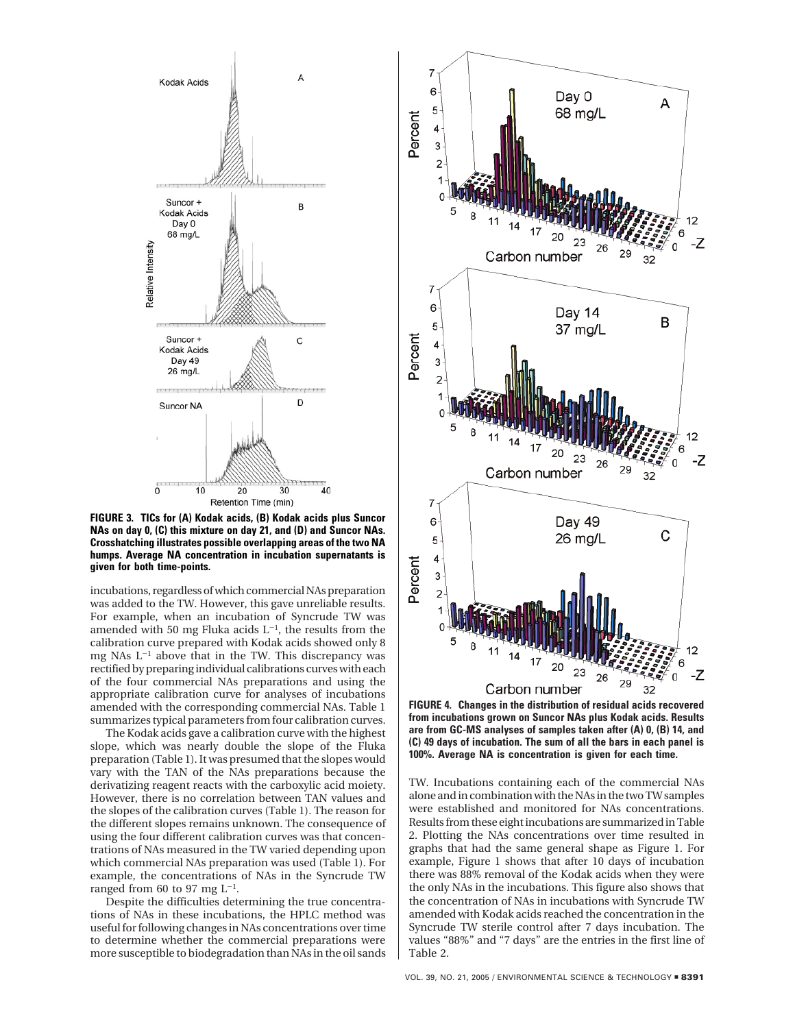**FIGURE 3. TICs for (A) Kodak acids, (B) Kodak acids plus Suncor NAs on day 0, (C) this mixture on day 21, and (D) and Suncor NAs. Crosshatching illustrates possible overlapping areas of the two NA humps. Average NA concentration in incubation supernatants is given for both time-points.**

incubations, regardless of which commercial NAs preparation was added to the TW. However, this gave unreliable results. For example, when an incubation of Syncrude TW was amended with 50 mg Fluka acids $L^{-1}$, the results from the calibration curve prepared with Kodak acids showed only 8 mg NAs $L^{-1}$ above that in the TW. This discrepancy was rectified by preparing individual calibrations curves with each of the four commercial NAs preparations and using the appropriate calibration curve for analyses of incubations amended with the corresponding commercial NAs. Table 1 summarizes typical parameters from four calibration curves.

The Kodak acids gave a calibration curve with the highest slope, which was nearly double the slope of the Fluka preparation (Table 1). It was presumed that the slopes would vary with the TAN of the NAs preparations because the derivatizing reagent reacts with the carboxylic acid moiety. However, there is no correlation between TAN values and the slopes of the calibration curves (Table 1). The reason for the different slopes remains unknown. The consequence of using the four different calibration curves was that concentrations of NAs measured in the TW varied depending upon which commercial NAs preparation was used (Table 1). For example, the concentrations of NAs in the Syncrude TW ranged from 60 to 97 mg $L^{-1}$.

Despite the difficulties determining the true concentrations of NAs in these incubations, the HPLC method was useful for following changes in NAs concentrations over time to determine whether the commercial preparations were more susceptible to biodegradation than NAs in the oil sands TW. Incubations containing each of the commercial NAs alone and in combination with the NAs in the two TW samples were established and monitored for NAs concentrations. Results from these eight incubations are summarized in Table 2. Plotting the NAs concentrations over time resulted in graphs that had the same general shape as Figure 1. For example, Figure 1 shows that after 10 days of incubation there was 88% removal of the Kodak acids when they were the only NAs in the incubations. This figure also shows that the concentration of NAs in incubations with Syncrude TW amended with Kodak acids reached the concentration in the Syncrude TW sterile control after 7 days incubation. The values "88%" and "7 days" are the entries in the first line of Table 2.

**FIGURE 4. Changes in the distribution of residual acids recovered from incubations grown on Suncor NAs plus Kodak acids. Results are from GC-MS analyses of samples taken after (A) 0, (B) 14, and (C) 49 days of incubation. The sum of all the bars in each panel is 100%. Average NA is concentration is given for each time.**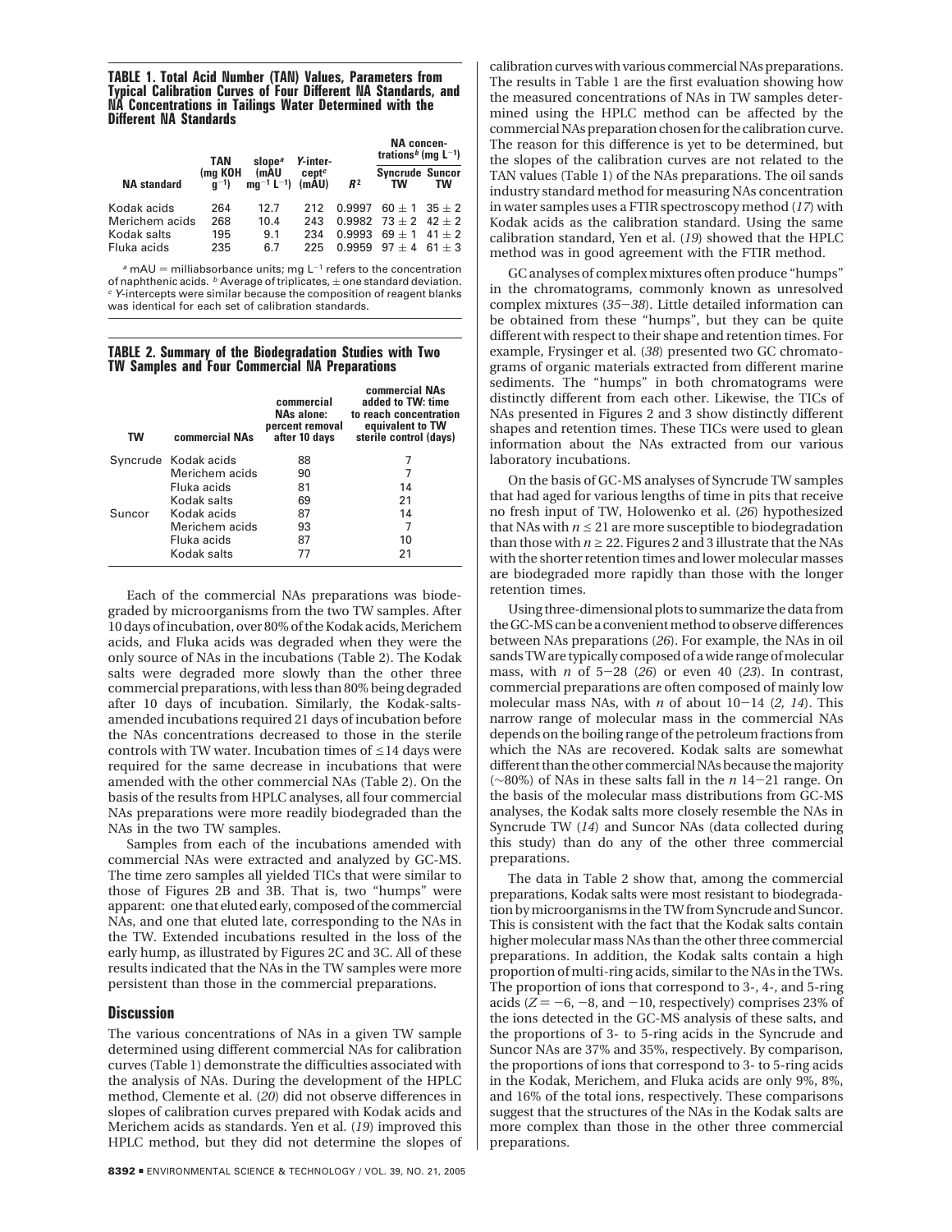**TABLE 1. Total Acid Number (TAN) Values, Parameters from Typical Calibration Curves of Four Different NA Standards, and NA Concentrations in Tailings Water Determined with the Different NA Standards**

| NA standard | TAN (mg KOH $g^{-1}$) | slope[a] (mAU $mg^{-1}$ $L^{-1}$) | Y-intercept[c] (mAU) | $R^2$ | NA concentrations[b] (mg $L^{-1}$) | |
|---|---|---|---|---|---|---|
| | | | | | Syncrude TW | Suncor TW |
| Kodak acids | 264 | 12.7 | 212 | 0.9997 | $60 \pm 1$ | $35 \pm 2$ |
| Merichem acids | 268 | 10.4 | 243 | 0.9982 | $73 \pm 2$ | $42 \pm 2$ |
| Kodak salts | 195 | 9.1 | 234 | 0.9993 | $69 \pm 1$ | $41 \pm 2$ |
| Fluka acids | 235 | 6.7 | 225 | 0.9959 | $97 \pm 4$ | $61 \pm 3$ |

[a] mAU = milliabsorbance units; mg $L^{-1}$ refers to the concentration of naphthenic acids. [b] Average of triplicates, ± one standard deviation. [c] Y-intercepts were similar because the composition of reagent blanks was identical for each set of calibration standards.

**TABLE 2. Summary of the Biodegradation Studies with Two TW Samples and Four Commercial NA Preparations**

| TW | commercial NAs | commercial NAs alone: percent removal after 10 days | commercial NAs added to TW: time to reach concentration equivalent to TW sterile control (days) |
|---|---|---|---|
| Syncrude | Kodak acids | 88 | 7 |
| | Merichem acids | 90 | 7 |
| | Fluka acids | 81 | 14 |
| | Kodak salts | 69 | 21 |
| Suncor | Kodak acids | 87 | 14 |
| | Merichem acids | 93 | 7 |
| | Fluka acids | 87 | 10 |
| | Kodak salts | 77 | 21 |

Each of the commercial NAs preparations was biodegraded by microorganisms from the two TW samples. After 10 days of incubation, over 80% of the Kodak acids, Merichem acids, and Fluka acids was degraded when they were the only source of NAs in the incubations (Table 2). The Kodak salts were degraded more slowly than the other three commercial preparations, with less than 80% being degraded after 10 days of incubation. Similarly, the Kodak-salts-amended incubations required 21 days of incubation before the NAs concentrations decreased to those in the sterile controls with TW water. Incubation times of ≤14 days were required for the same decrease in incubations that were amended with the other commercial NAs (Table 2). On the basis of the results from HPLC analyses, all four commercial NAs preparations were more readily biodegraded than the NAs in the two TW samples.

Samples from each of the incubations amended with commercial NAs were extracted and analyzed by GC-MS. The time zero samples all yielded TICs that were similar to those of Figures 2B and 3B. That is, two "humps" were apparent: one that eluted early, composed of the commercial NAs, and one that eluted late, corresponding to the NAs in the TW. Extended incubations resulted in the loss of the early hump, as illustrated by Figures 2C and 3C. All of these results indicated that the NAs in the TW samples were more persistent than those in the commercial preparations.

## Discussion

The various concentrations of NAs in a given TW sample determined using different commercial NAs for calibration curves (Table 1) demonstrate the difficulties associated with the analysis of NAs. During the development of the HPLC method, Clemente et al. (*20*) did not observe differences in slopes of calibration curves prepared with Kodak acids and Merichem acids as standards. Yen et al. (*19*) improved this HPLC method, but they did not determine the slopes of calibration curves with various commercial NAs preparations. The results in Table 1 are the first evaluation showing how the measured concentrations of NAs in TW samples determined using the HPLC method can be affected by the commercial NAs preparation chosen for the calibration curve. The reason for this difference is yet to be determined, but the slopes of the calibration curves are not related to the TAN values (Table 1) of the NAs preparations. The oil sands industry standard method for measuring NAs concentration in water samples uses a FTIR spectroscopy method (*17*) with Kodak acids as the calibration standard. Using the same calibration standard, Yen et al. (*19*) showed that the HPLC method was in good agreement with the FTIR method.

GC analyses of complex mixtures often produce "humps" in the chromatograms, commonly known as unresolved complex mixtures (*35*–*38*). Little detailed information can be obtained from these "humps", but they can be quite different with respect to their shape and retention times. For example, Frysinger et al. (*38*) presented two GC chromatograms of organic materials extracted from different marine sediments. The "humps" in both chromatograms were distinctly different from each other. Likewise, the TICs of NAs presented in Figures 2 and 3 show distinctly different shapes and retention times. These TICs were used to glean information about the NAs extracted from our various laboratory incubations.

On the basis of GC-MS analyses of Syncrude TW samples that had aged for various lengths of time in pits that receive no fresh input of TW, Holowenko et al. (*26*) hypothesized that NAs with $n \leq 21$ are more susceptible to biodegradation than those with $n \geq 22$. Figures 2 and 3 illustrate that the NAs with the shorter retention times and lower molecular masses are biodegraded more rapidly than those with the longer retention times.

Using three-dimensional plots to summarize the data from the GC-MS can be a convenient method to observe differences between NAs preparations (*26*). For example, the NAs in oil sands TW are typically composed of a wide range of molecular mass, with $n$ of 5–28 (*26*) or even 40 (*23*). In contrast, commercial preparations are often composed of mainly low molecular mass NAs, with $n$ of about 10–14 (*2, 14*). This narrow range of molecular mass in the commercial NAs depends on the boiling range of the petroleum fractions from which the NAs are recovered. Kodak salts are somewhat different than the other commercial NAs because the majority (~80%) of NAs in these salts fall in the $n$ 14–21 range. On the basis of the molecular mass distributions from GC-MS analyses, the Kodak salts more closely resemble the NAs in Syncrude TW (*14*) and Suncor NAs (data collected during this study) than do any of the other three commercial preparations.

The data in Table 2 show that, among the commercial preparations, Kodak salts were most resistant to biodegradation by microorganisms in the TW from Syncrude and Suncor. This is consistent with the fact that the Kodak salts contain higher molecular mass NAs than the other three commercial preparations. In addition, the Kodak salts contain a high proportion of multi-ring acids, similar to the NAs in the TWs. The proportion of ions that correspond to 3-, 4-, and 5-ring acids ($Z = -6$, $-8$, and $-10$, respectively) comprises 23% of the ions detected in the GC-MS analysis of these salts, and the proportions of 3- to 5-ring acids in the Syncrude and Suncor NAs are 37% and 35%, respectively. By comparison, the proportions of ions that correspond to 3- to 5-ring acids in the Kodak, Merichem, and Fluka acids are only 9%, 8%, and 16% of the total ions, respectively. These comparisons suggest that the structures of the NAs in the Kodak salts are more complex than those in the other three commercial preparations.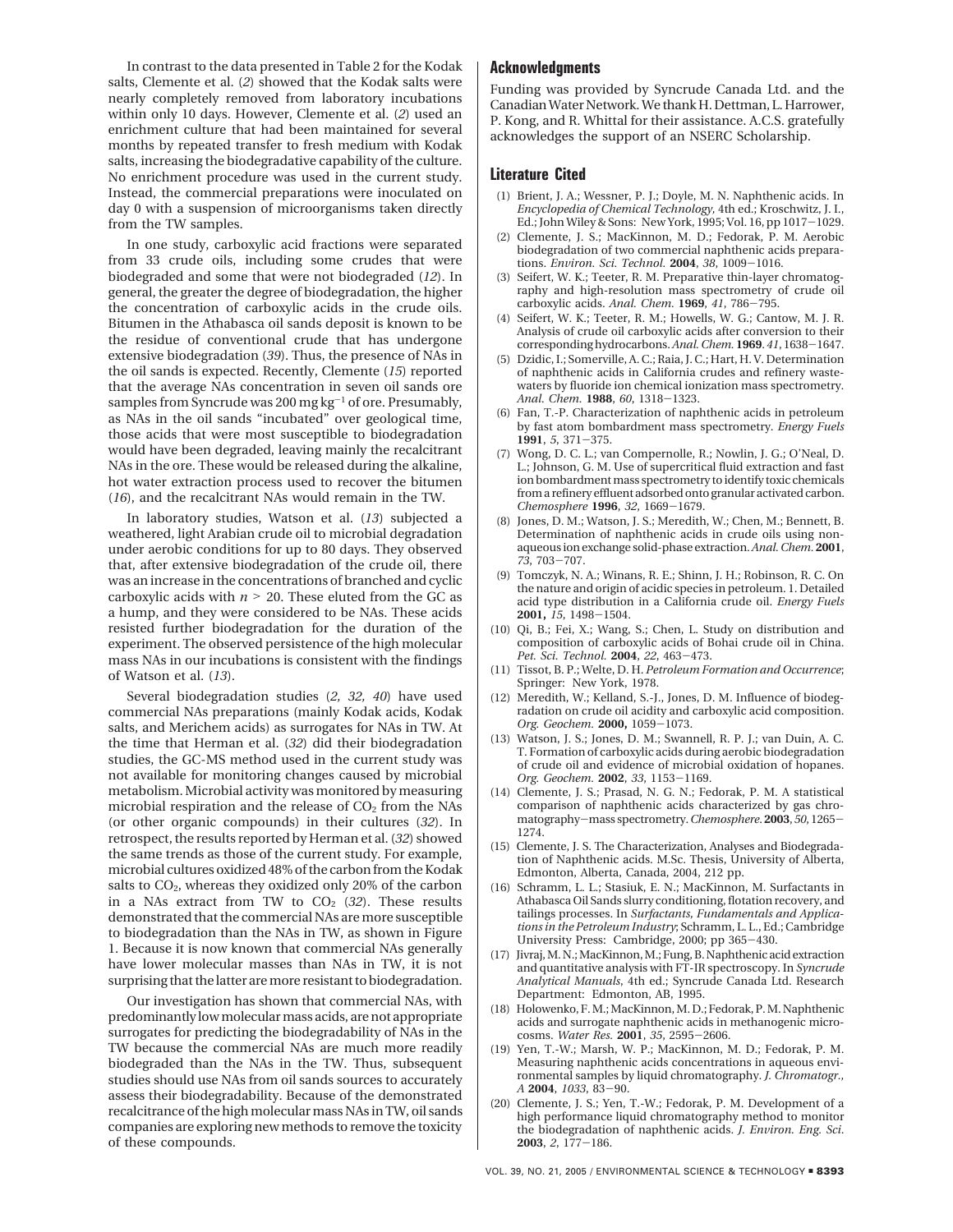In contrast to the data presented in Table 2 for the Kodak salts, Clemente et al. (*2*) showed that the Kodak salts were nearly completely removed from laboratory incubations within only 10 days. However, Clemente et al. (*2*) used an enrichment culture that had been maintained for several months by repeated transfer to fresh medium with Kodak salts, increasing the biodegradative capability of the culture. No enrichment procedure was used in the current study. Instead, the commercial preparations were inoculated on day 0 with a suspension of microorganisms taken directly from the TW samples.

In one study, carboxylic acid fractions were separated from 33 crude oils, including some crudes that were biodegraded and some that were not biodegraded (*12*). In general, the greater the degree of biodegradation, the higher the concentration of carboxylic acids in the crude oils. Bitumen in the Athabasca oil sands deposit is known to be the residue of conventional crude that has undergone extensive biodegradation (*39*). Thus, the presence of NAs in the oil sands is expected. Recently, Clemente (*15*) reported that the average NAs concentration in seven oil sands ore samples from Syncrude was 200 mg kg$^{-1}$ of ore. Presumably, as NAs in the oil sands "incubated" over geological time, those acids that were most susceptible to biodegradation would have been degraded, leaving mainly the recalcitrant NAs in the ore. These would be released during the alkaline, hot water extraction process used to recover the bitumen (*16*), and the recalcitrant NAs would remain in the TW.

In laboratory studies, Watson et al. (*13*) subjected a weathered, light Arabian crude oil to microbial degradation under aerobic conditions for up to 80 days. They observed that, after extensive biodegradation of the crude oil, there was an increase in the concentrations of branched and cyclic carboxylic acids with $n > 20$. These eluted from the GC as a hump, and they were considered to be NAs. These acids resisted further biodegradation for the duration of the experiment. The observed persistence of the high molecular mass NAs in our incubations is consistent with the findings of Watson et al. (*13*).

Several biodegradation studies (*2, 32, 40*) have used commercial NAs preparations (mainly Kodak acids, Kodak salts, and Merichem acids) as surrogates for NAs in TW. At the time that Herman et al. (*32*) did their biodegradation studies, the GC-MS method used in the current study was not available for monitoring changes caused by microbial metabolism. Microbial activity was monitored by measuring microbial respiration and the release of $CO_2$ from the NAs (or other organic compounds) in their cultures (*32*). In retrospect, the results reported by Herman et al. (*32*) showed the same trends as those of the current study. For example, microbial cultures oxidized 48% of the carbon from the Kodak salts to $CO_2$, whereas they oxidized only 20% of the carbon in a NAs extract from TW to $CO_2$ (*32*). These results demonstrated that the commercial NAs are more susceptible to biodegradation than the NAs in TW, as shown in Figure 1. Because it is now known that commercial NAs generally have lower molecular masses than NAs in TW, it is not surprising that the latter are more resistant to biodegradation.

Our investigation has shown that commercial NAs, with predominantly low molecular mass acids, are not appropriate surrogates for predicting the biodegradability of NAs in the TW because the commercial NAs are much more readily biodegraded than the NAs in the TW. Thus, subsequent studies should use NAs from oil sands sources to accurately assess their biodegradability. Because of the demonstrated recalcitrance of the high molecular mass NAs in TW, oil sands companies are exploring new methods to remove the toxicity of these compounds.

## Acknowledgments

Funding was provided by Syncrude Canada Ltd. and the Canadian Water Network. We thank H. Dettman, L. Harrower, P. Kong, and R. Whittal for their assistance. A.C.S. gratefully acknowledges the support of an NSERC Scholarship.

## Literature Cited

(1) Brient, J. A.; Wessner, P. J.; Doyle, M. N. Naphthenic acids. In *Encyclopedia of Chemical Technology*, 4th ed.; Kroschwitz, J. I., Ed.; John Wiley & Sons: New York, 1995; Vol. 16, pp 1017–1029.

(2) Clemente, J. S.; MacKinnon, M. D.; Fedorak, P. M. Aerobic biodegradation of two commercial naphthenic acids preparations. *Environ. Sci. Technol.* **2004**, *38*, 1009–1016.

(3) Seifert, W. K.; Teeter, R. M. Preparative thin-layer chromatography and high-resolution mass spectrometry of crude oil carboxylic acids. *Anal. Chem.* **1969**, *41*, 786–795.

(4) Seifert, W. K.; Teeter, R. M.; Howells, W. G.; Cantow, M. J. R. Analysis of crude oil carboxylic acids after conversion to their corresponding hydrocarbons. *Anal. Chem.* **1969**. *41*, 1638–1647.

(5) Dzidic, I.; Somerville, A. C.; Raia, J. C.; Hart, H. V. Determination of naphthenic acids in California crudes and refinery wastewaters by fluoride ion chemical ionization mass spectrometry. *Anal. Chem.* **1988**, *60*, 1318–1323.

(6) Fan, T.-P. Characterization of naphthenic acids in petroleum by fast atom bombardment mass spectrometry. *Energy Fuels* **1991**, *5*, 371–375.

(7) Wong, D. C. L.; van Compernolle, R.; Nowlin, J. G.; O'Neal, D. L.; Johnson, G. M. Use of supercritical fluid extraction and fast ion bombardment mass spectrometry to identify toxic chemicals from a refinery effluent adsorbed onto granular activated carbon. *Chemosphere* **1996**, *32*, 1669–1679.

(8) Jones, D. M.; Watson, J. S.; Meredith, W.; Chen, M.; Bennett, B. Determination of naphthenic acids in crude oils using nonaqueous ion exchange solid-phase extraction. *Anal. Chem.* **2001**, *73*, 703–707.

(9) Tomczyk, N. A.; Winans, R. E.; Shinn, J. H.; Robinson, R. C. On the nature and origin of acidic species in petroleum. 1. Detailed acid type distribution in a California crude oil. *Energy Fuels* **2001,** *15*, 1498–1504.

(10) Qi, B.; Fei, X.; Wang, S.; Chen, L. Study on distribution and composition of carboxylic acids of Bohai crude oil in China. *Pet. Sci. Technol.* **2004**, *22*, 463–473.

(11) Tissot, B. P.; Welte, D. H. *Petroleum Formation and Occurrence*; Springer: New York, 1978.

(12) Meredith, W.; Kelland, S.-J., Jones, D. M. Influence of biodegradation on crude oil acidity and carboxylic acid composition. *Org. Geochem.* **2000,** 1059–1073.

(13) Watson, J. S.; Jones, D. M.; Swannell, R. P. J.; van Duin, A. C. T. Formation of carboxylic acids during aerobic biodegradation of crude oil and evidence of microbial oxidation of hopanes. *Org. Geochem.* **2002**, *33*, 1153–1169.

(14) Clemente, J. S.; Prasad, N. G. N.; Fedorak, P. M. A statistical comparison of naphthenic acids characterized by gas chromatography–mass spectrometry. *Chemosphere.* **2003**, *50*, 1265–1274.

(15) Clemente, J. S. The Characterization, Analyses and Biodegradation of Naphthenic acids. M.Sc. Thesis, University of Alberta, Edmonton, Alberta, Canada, 2004, 212 pp.

(16) Schramm, L. L.; Stasiuk, E. N.; MacKinnon, M. Surfactants in Athabasca Oil Sands slurry conditioning, flotation recovery, and tailings processes. In *Surfactants, Fundamentals and Applications in the Petroleum Industry*; Schramm, L. L., Ed.; Cambridge University Press: Cambridge, 2000; pp 365–430.

(17) Jivraj, M. N.; MacKinnon, M.; Fung, B. Naphthenic acid extraction and quantitative analysis with FT-IR spectroscopy. In *Syncrude Analytical Manuals*, 4th ed.; Syncrude Canada Ltd. Research Department: Edmonton, AB, 1995.

(18) Holowenko, F. M.; MacKinnon, M. D.; Fedorak, P. M. Naphthenic acids and surrogate naphthenic acids in methanogenic microcosms. *Water Res.* **2001**, *35*, 2595–2606.

(19) Yen, T.-W.; Marsh, W. P.; MacKinnon, M. D.; Fedorak, P. M. Measuring naphthenic acids concentrations in aqueous environmental samples by liquid chromatography. *J. Chromatogr., A* **2004**, *1033*, 83–90.

(20) Clemente, J. S.; Yen, T.-W.; Fedorak, P. M. Development of a high performance liquid chromatography method to monitor the biodegradation of naphthenic acids. *J. Environ. Eng. Sci.* **2003**, *2*, 177–186.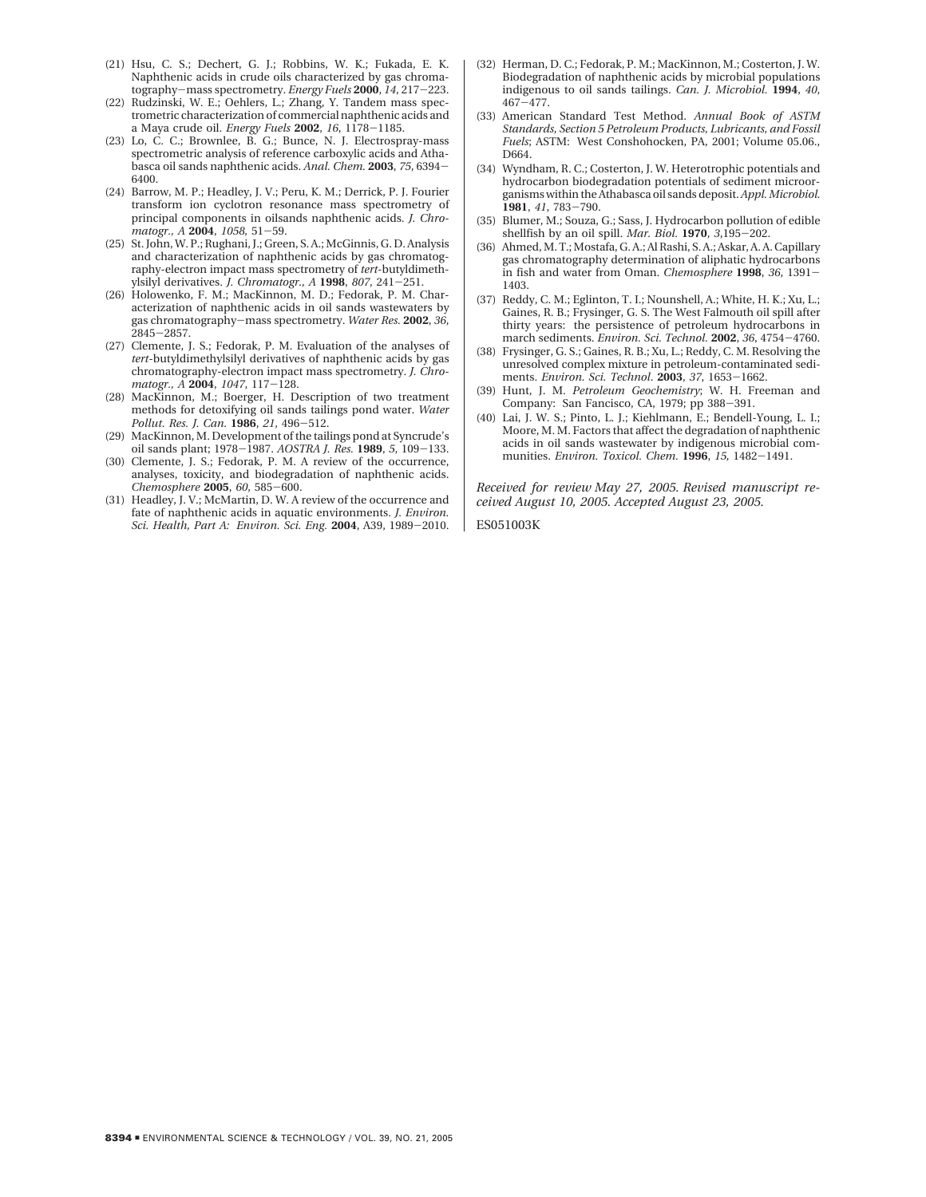(21) Hsu, C. S.; Dechert, G. J.; Robbins, W. K.; Fukada, E. K. Naphthenic acids in crude oils characterized by gas chromatography−mass spectrometry. *Energy Fuels* **2000**, *14*, 217−223.

(22) Rudzinski, W. E.; Oehlers, L.; Zhang, Y. Tandem mass spectrometric characterization of commercial naphthenic acids and a Maya crude oil. *Energy Fuels* **2002**, *16*, 1178−1185.

(23) Lo, C. C.; Brownlee, B. G.; Bunce, N. J. Electrospray-mass spectrometric analysis of reference carboxylic acids and Athabasca oil sands naphthenic acids. *Anal. Chem.* **2003**, *75*, 6394−6400.

(24) Barrow, M. P.; Headley, J. V.; Peru, K. M.; Derrick, P. J. Fourier transform ion cyclotron resonance mass spectrometry of principal components in oilsands naphthenic acids. *J. Chromatogr., A* **2004**, *1058*, 51−59.

(25) St. John, W. P.; Rughani, J.; Green, S. A.; McGinnis, G. D. Analysis and characterization of naphthenic acids by gas chromatography-electron impact mass spectrometry of *tert*-butyldimethylsilyl derivatives. *J. Chromatogr., A* **1998**, *807*, 241−251.

(26) Holowenko, F. M.; MacKinnon, M. D.; Fedorak, P. M. Characterization of naphthenic acids in oil sands wastewaters by gas chromatography−mass spectrometry. *Water Res.* **2002**, *36*, 2845−2857.

(27) Clemente, J. S.; Fedorak, P. M. Evaluation of the analyses of *tert*-butyldimethylsilyl derivatives of naphthenic acids by gas chromatography-electron impact mass spectrometry. *J. Chromatogr., A* **2004**, *1047*, 117−128.

(28) MacKinnon, M.; Boerger, H. Description of two treatment methods for detoxifying oil sands tailings pond water. *Water Pollut. Res. J. Can.* **1986**, *21*, 496−512.

(29) MacKinnon, M. Development of the tailings pond at Syncrude's oil sands plant; 1978−1987. *AOSTRA J. Res.* **1989**, *5*, 109−133.

(30) Clemente, J. S.; Fedorak, P. M. A review of the occurrence, analyses, toxicity, and biodegradation of naphthenic acids. *Chemosphere* **2005**, *60*, 585−600.

(31) Headley, J. V.; McMartin, D. W. A review of the occurrence and fate of naphthenic acids in aquatic environments. *J. Environ. Sci. Health, Part A: Environ. Sci. Eng.* **2004**, A39, 1989−2010.

(32) Herman, D. C.; Fedorak, P. M.; MacKinnon, M.; Costerton, J. W. Biodegradation of naphthenic acids by microbial populations indigenous to oil sands tailings. *Can. J. Microbiol.* **1994**, *40*, 467−477.

(33) American Standard Test Method. *Annual Book of ASTM Standards, Section 5 Petroleum Products, Lubricants, and Fossil Fuels*; ASTM: West Conshohocken, PA, 2001; Volume 05.06., D664.

(34) Wyndham, R. C.; Costerton, J. W. Heterotrophic potentials and hydrocarbon biodegradation potentials of sediment microorganisms within the Athabasca oil sands deposit. *Appl. Microbiol.* **1981**, *41*, 783−790.

(35) Blumer, M.; Souza, G.; Sass, J. Hydrocarbon pollution of edible shellfish by an oil spill. *Mar. Biol.* **1970**, *3*,195−202.

(36) Ahmed, M. T.; Mostafa, G. A.; Al Rashi, S. A.; Askar, A. A. Capillary gas chromatography determination of aliphatic hydrocarbons in fish and water from Oman. *Chemosphere* **1998**, *36*, 1391−1403.

(37) Reddy, C. M.; Eglinton, T. I.; Nounshell, A.; White, H. K.; Xu, L.; Gaines, R. B.; Frysinger, G. S. The West Falmouth oil spill after thirty years: the persistence of petroleum hydrocarbons in march sediments. *Environ. Sci. Technol.* **2002**, *36*, 4754−4760.

(38) Frysinger, G. S.; Gaines, R. B.; Xu, L.; Reddy, C. M. Resolving the unresolved complex mixture in petroleum-contaminated sediments. *Environ. Sci. Technol.* **2003**, *37*, 1653−1662.

(39) Hunt, J. M. *Petroleum Geochemistry*; W. H. Freeman and Company: San Fancisco, CA, 1979; pp 388−391.

(40) Lai, J. W. S.; Pinto, L. J.; Kiehlmann, E.; Bendell-Young, L. I.; Moore, M. M. Factors that affect the degradation of naphthenic acids in oil sands wastewater by indigenous microbial communities. *Environ. Toxicol. Chem.* **1996**, *15*, 1482−1491.

*Received for review May 27, 2005. Revised manuscript received August 10, 2005. Accepted August 23, 2005.*

ES051003K